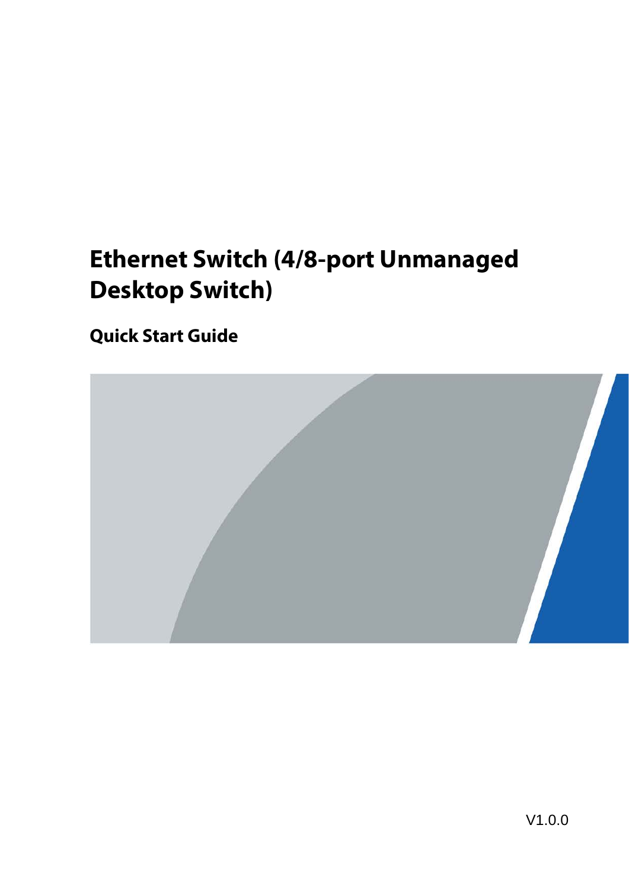# Ethernet Switch (4/8-port Unmanaged Desktop Switch)

## Quick Start Guide

V1.0.0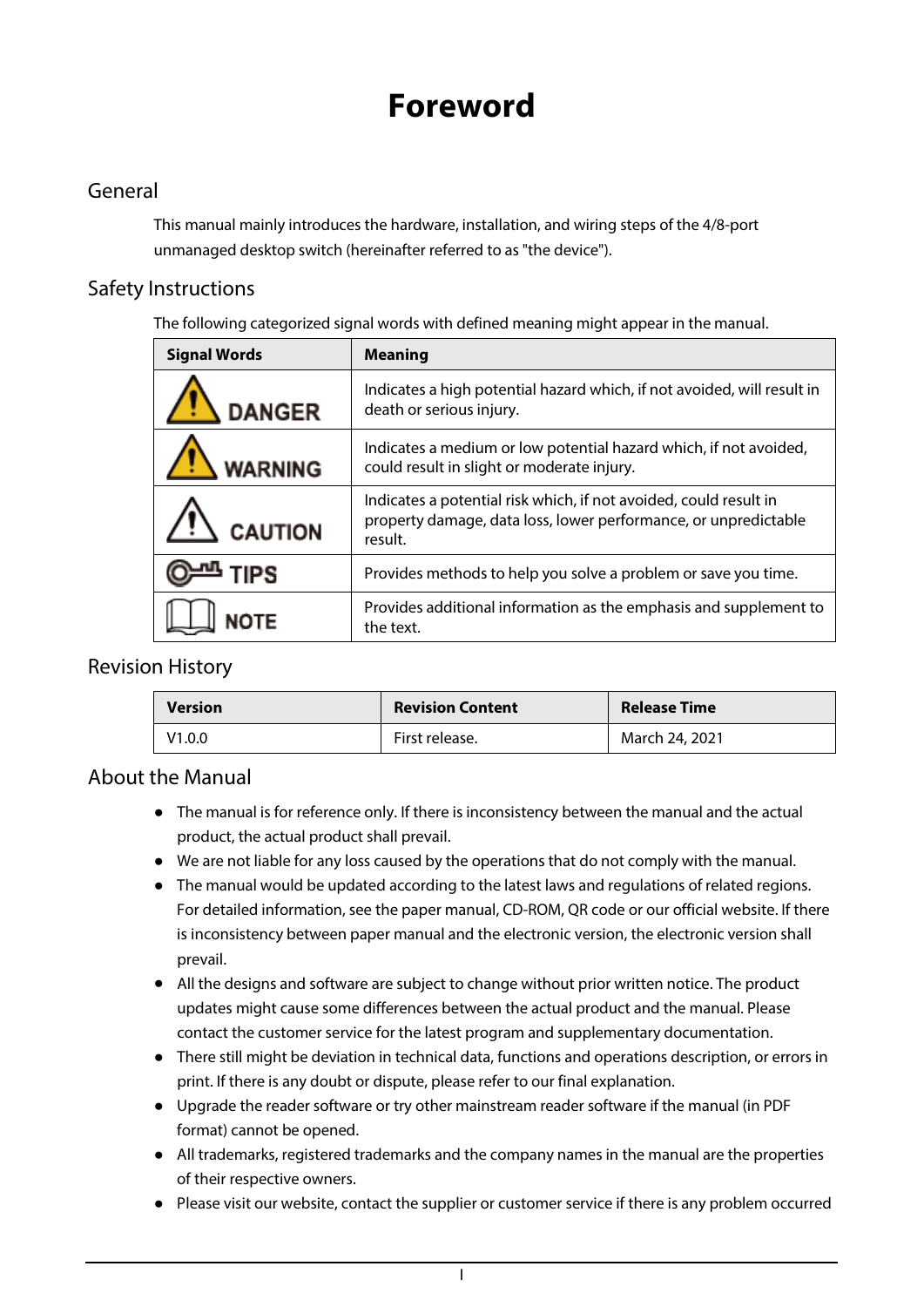# Foreword

## General

This manual mainly introduces the hardware, installation, and wiring steps of the 4/8-port unmanaged desktop switch (hereinafter referred to as "the device").

## Safety Instructions

The following categorized signal words with defined meaning might appear in the manual.

| Signal Words | Meaning |
|---|---|
| DANGER | Indicates a high potential hazard which, if not avoided, will result in death or serious injury. |
| WARNING | Indicates a medium or low potential hazard which, if not avoided, could result in slight or moderate injury. |
| CAUTION | Indicates a potential risk which, if not avoided, could result in property damage, data loss, lower performance, or unpredictable result. |
| TIPS | Provides methods to help you solve a problem or save you time. |
| NOTE | Provides additional information as the emphasis and supplement to the text. |

## Revision History

| Version | Revision Content | Release Time |
|---|---|---|
| V1.0.0 | First release. | March 24, 2021 |

## About the Manual

- The manual is for reference only. If there is inconsistency between the manual and the actual product, the actual product shall prevail.
- We are not liable for any loss caused by the operations that do not comply with the manual.
- The manual would be updated according to the latest laws and regulations of related regions. For detailed information, see the paper manual, CD-ROM, QR code or our official website. If there is inconsistency between paper manual and the electronic version, the electronic version shall prevail.
- All the designs and software are subject to change without prior written notice. The product updates might cause some differences between the actual product and the manual. Please contact the customer service for the latest program and supplementary documentation.
- There still might be deviation in technical data, functions and operations description, or errors in print. If there is any doubt or dispute, please refer to our final explanation.
- Upgrade the reader software or try other mainstream reader software if the manual (in PDF format) cannot be opened.
- All trademarks, registered trademarks and the company names in the manual are the properties of their respective owners.
- Please visit our website, contact the supplier or customer service if there is any problem occurred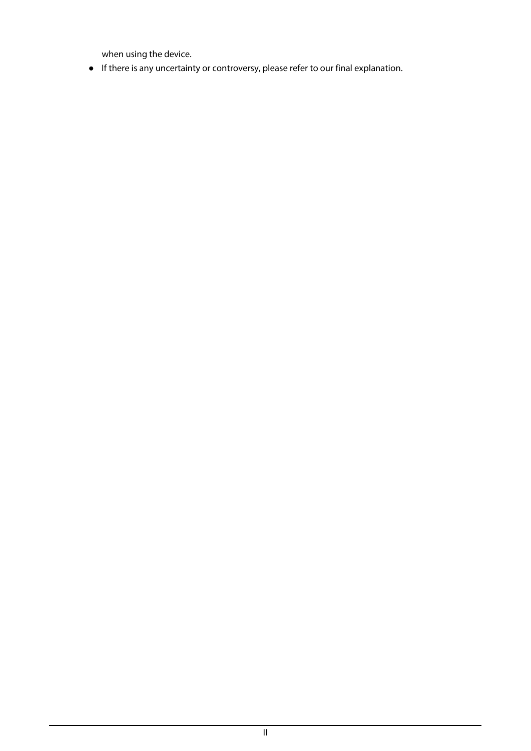when using the device.

- If there is any uncertainty or controversy, please refer to our final explanation.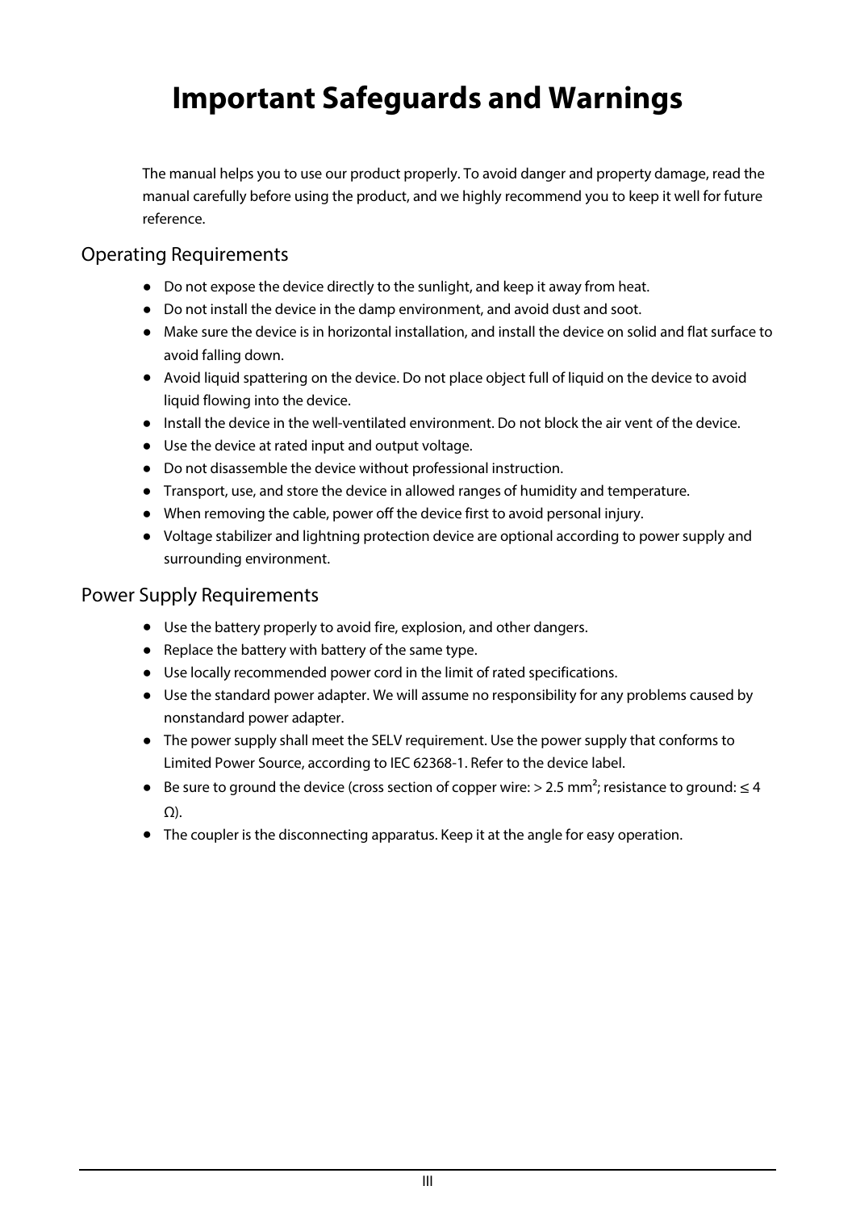# Important Safeguards and Warnings

The manual helps you to use our product properly. To avoid danger and property damage, read the manual carefully before using the product, and we highly recommend you to keep it well for future reference.

## Operating Requirements

- Do not expose the device directly to the sunlight, and keep it away from heat.
- Do not install the device in the damp environment, and avoid dust and soot.
- Make sure the device is in horizontal installation, and install the device on solid and flat surface to avoid falling down.
- Avoid liquid spattering on the device. Do not place object full of liquid on the device to avoid liquid flowing into the device.
- Install the device in the well-ventilated environment. Do not block the air vent of the device.
- Use the device at rated input and output voltage.
- Do not disassemble the device without professional instruction.
- Transport, use, and store the device in allowed ranges of humidity and temperature.
- When removing the cable, power off the device first to avoid personal injury.
- Voltage stabilizer and lightning protection device are optional according to power supply and surrounding environment.

## Power Supply Requirements

- Use the battery properly to avoid fire, explosion, and other dangers.
- Replace the battery with battery of the same type.
- Use locally recommended power cord in the limit of rated specifications.
- Use the standard power adapter. We will assume no responsibility for any problems caused by nonstandard power adapter.
- The power supply shall meet the SELV requirement. Use the power supply that conforms to Limited Power Source, according to IEC 62368-1. Refer to the device label.
- Be sure to ground the device (cross section of copper wire: > 2.5 $mm^2$; resistance to ground: ≤ 4 Ω).
- The coupler is the disconnecting apparatus. Keep it at the angle for easy operation.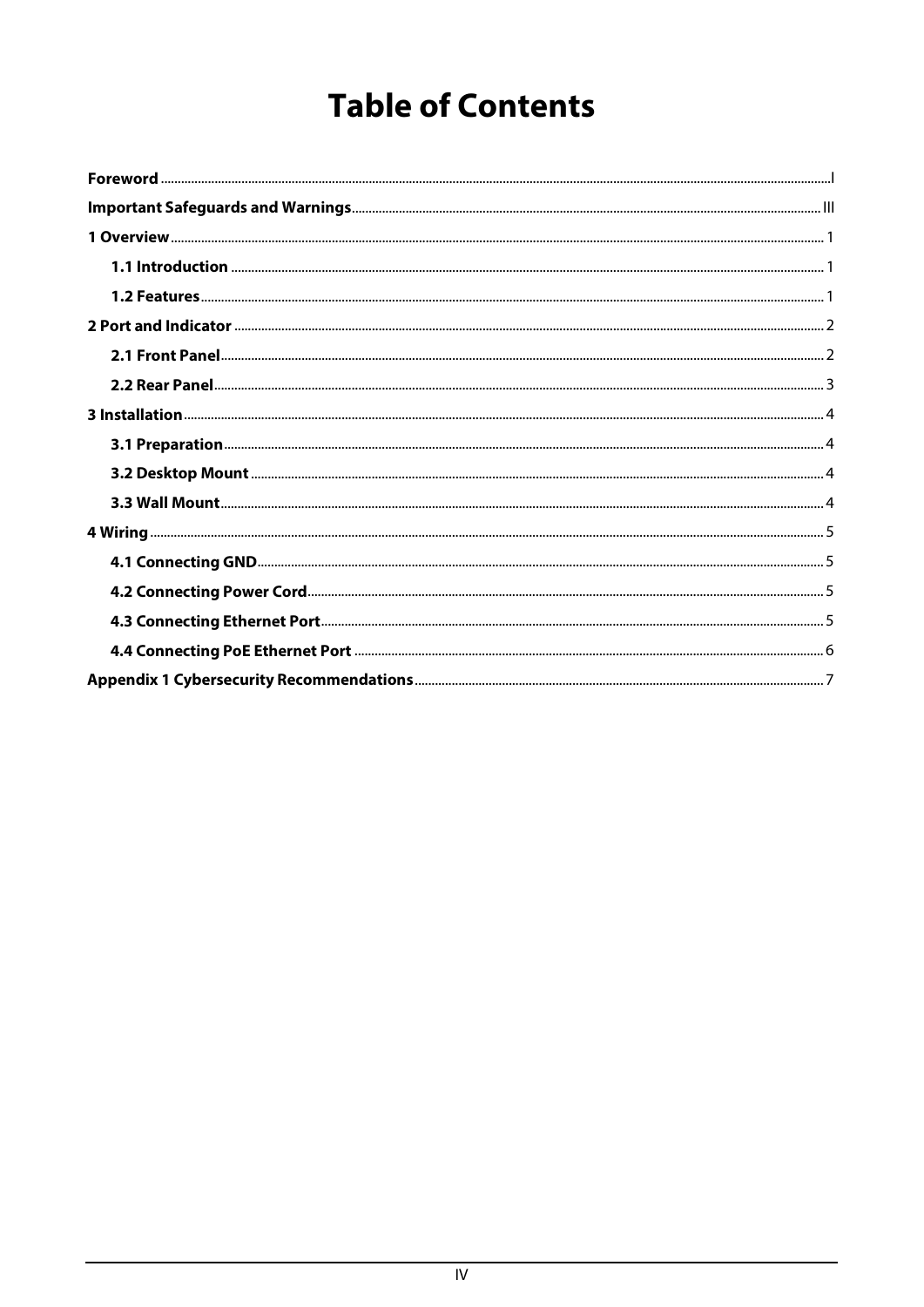# Table of Contents

**Foreword** ........ I

**Important Safeguards and Warnings** ........ III

**1 Overview** ........ 1

- **1.1 Introduction** ........ 1
- **1.2 Features** ........ 1

**2 Port and Indicator** ........ 2

- **2.1 Front Panel** ........ 2
- **2.2 Rear Panel** ........ 3

**3 Installation** ........ 4

- **3.1 Preparation** ........ 4
- **3.2 Desktop Mount** ........ 4
- **3.3 Wall Mount** ........ 4

**4 Wiring** ........ 5

- **4.1 Connecting GND** ........ 5
- **4.2 Connecting Power Cord** ........ 5
- **4.3 Connecting Ethernet Port** ........ 5
- **4.4 Connecting PoE Ethernet Port** ........ 6

**Appendix 1 Cybersecurity Recommendations** ........ 7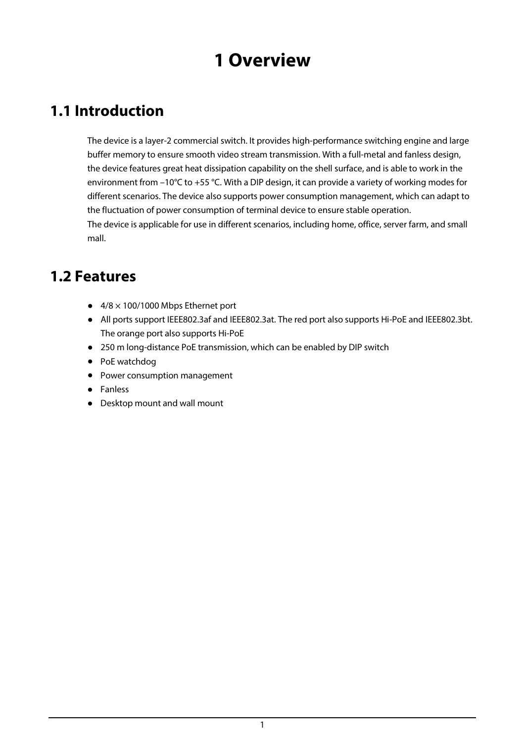# 1 Overview

## 1.1 Introduction

The device is a layer-2 commercial switch. It provides high-performance switching engine and large buffer memory to ensure smooth video stream transmission. With a full-metal and fanless design, the device features great heat dissipation capability on the shell surface, and is able to work in the environment from −10°C to +55 °C. With a DIP design, it can provide a variety of working modes for different scenarios. The device also supports power consumption management, which can adapt to the fluctuation of power consumption of terminal device to ensure stable operation.

The device is applicable for use in different scenarios, including home, office, server farm, and small mall.

## 1.2 Features

- 4/8 × 100/1000 Mbps Ethernet port
- All ports support IEEE802.3af and IEEE802.3at. The red port also supports Hi-PoE and IEEE802.3bt. The orange port also supports Hi-PoE
- 250 m long-distance PoE transmission, which can be enabled by DIP switch
- PoE watchdog
- Power consumption management
- Fanless
- Desktop mount and wall mount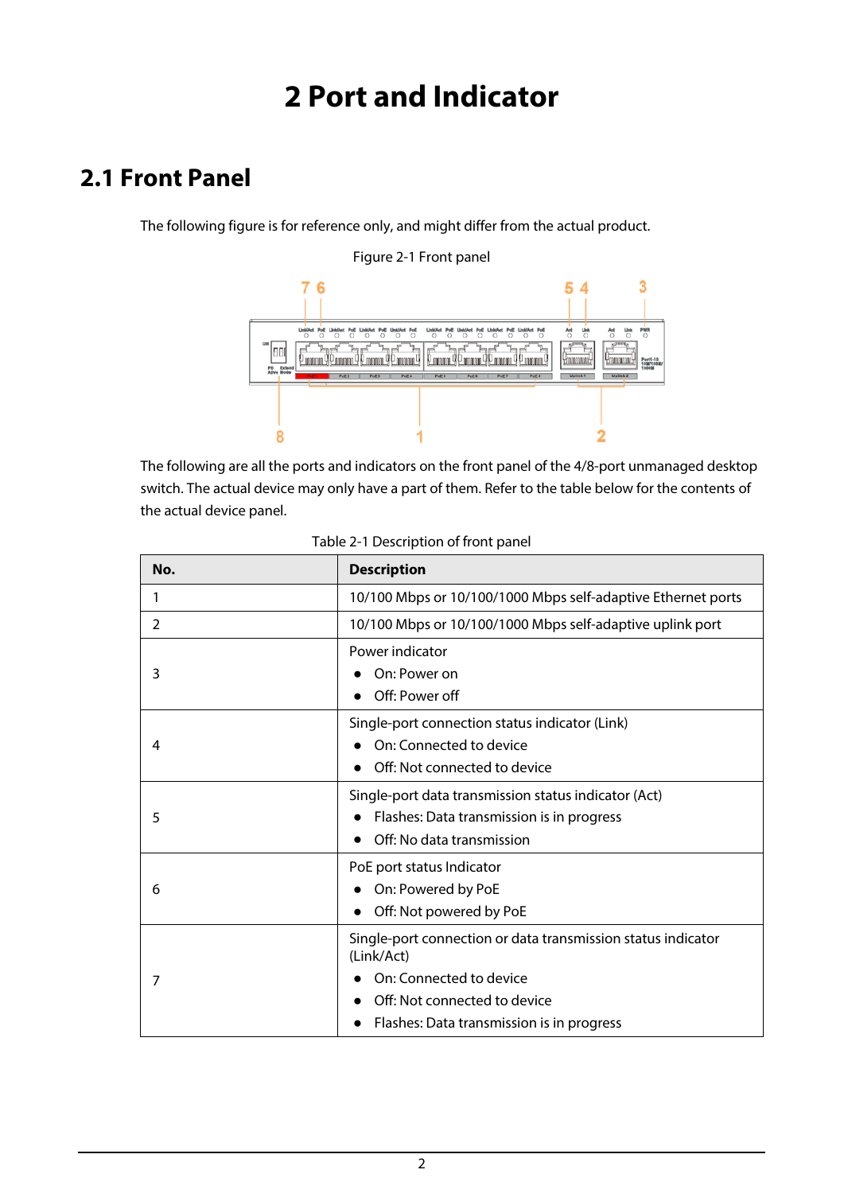# 2 Port and Indicator

## 2.1 Front Panel

The following figure is for reference only, and might differ from the actual product.

Figure 2-1 Front panel

The following are all the ports and indicators on the front panel of the 4/8-port unmanaged desktop switch. The actual device may only have a part of them. Refer to the table below for the contents of the actual device panel.

Table 2-1 Description of front panel

| No. | Description |
|---|---|
| 1 | 10/100 Mbps or 10/100/1000 Mbps self-adaptive Ethernet ports |
| 2 | 10/100 Mbps or 10/100/1000 Mbps self-adaptive uplink port |
| 3 | Power indicator<br>● On: Power on<br>● Off: Power off |
| 4 | Single-port connection status indicator (Link)<br>● On: Connected to device<br>● Off: Not connected to device |
| 5 | Single-port data transmission status indicator (Act)<br>● Flashes: Data transmission is in progress<br>● Off: No data transmission |
| 6 | PoE port status Indicator<br>● On: Powered by PoE<br>● Off: Not powered by PoE |
| 7 | Single-port connection or data transmission status indicator (Link/Act)<br>● On: Connected to device<br>● Off: Not connected to device<br>● Flashes: Data transmission is in progress |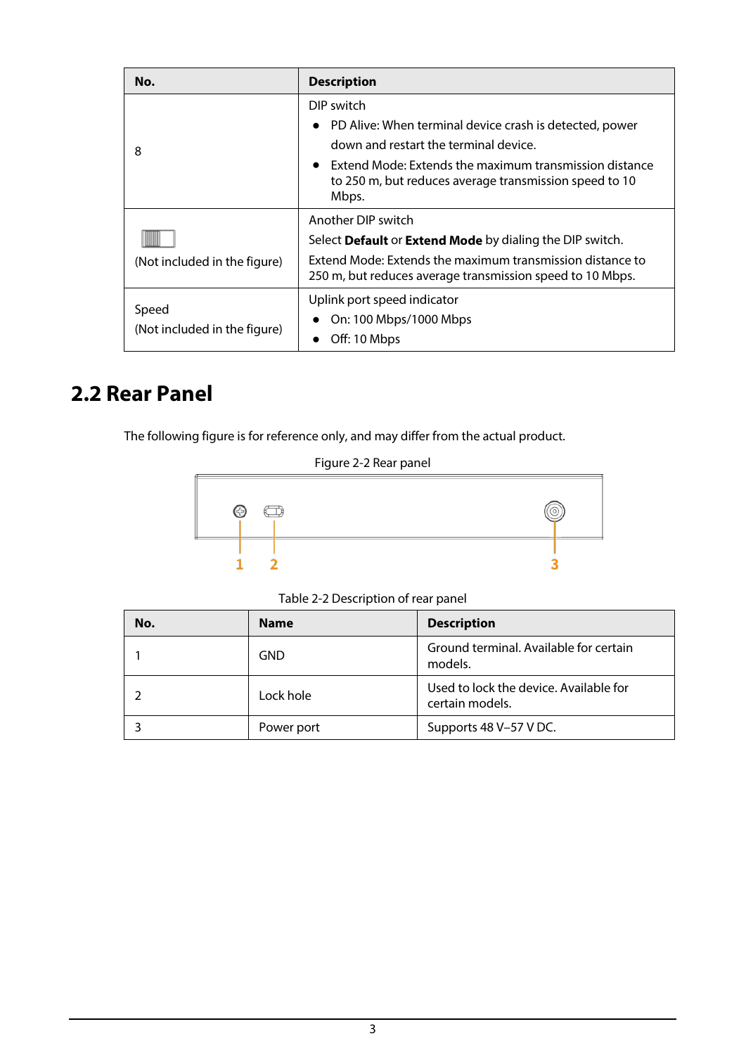| No. | Description |
| --- | --- |
| 8 | DIP switch<br>• PD Alive: When terminal device crash is detected, power down and restart the terminal device.<br>• Extend Mode: Extends the maximum transmission distance to 250 m, but reduces average transmission speed to 10 Mbps. |
| (Not included in the figure) | Another DIP switch<br>Select **Default** or **Extend Mode** by dialing the DIP switch.<br>Extend Mode: Extends the maximum transmission distance to 250 m, but reduces average transmission speed to 10 Mbps. |
| Speed<br>(Not included in the figure) | Uplink port speed indicator<br>• On: 100 Mbps/1000 Mbps<br>• Off: 10 Mbps |

## 2.2 Rear Panel

The following figure is for reference only, and may differ from the actual product.

Figure 2-2 Rear panel

Table 2-2 Description of rear panel

| No. | Name | Description |
| --- | --- | --- |
| 1 | GND | Ground terminal. Available for certain models. |
| 2 | Lock hole | Used to lock the device. Available for certain models. |
| 3 | Power port | Supports 48 V–57 V DC. |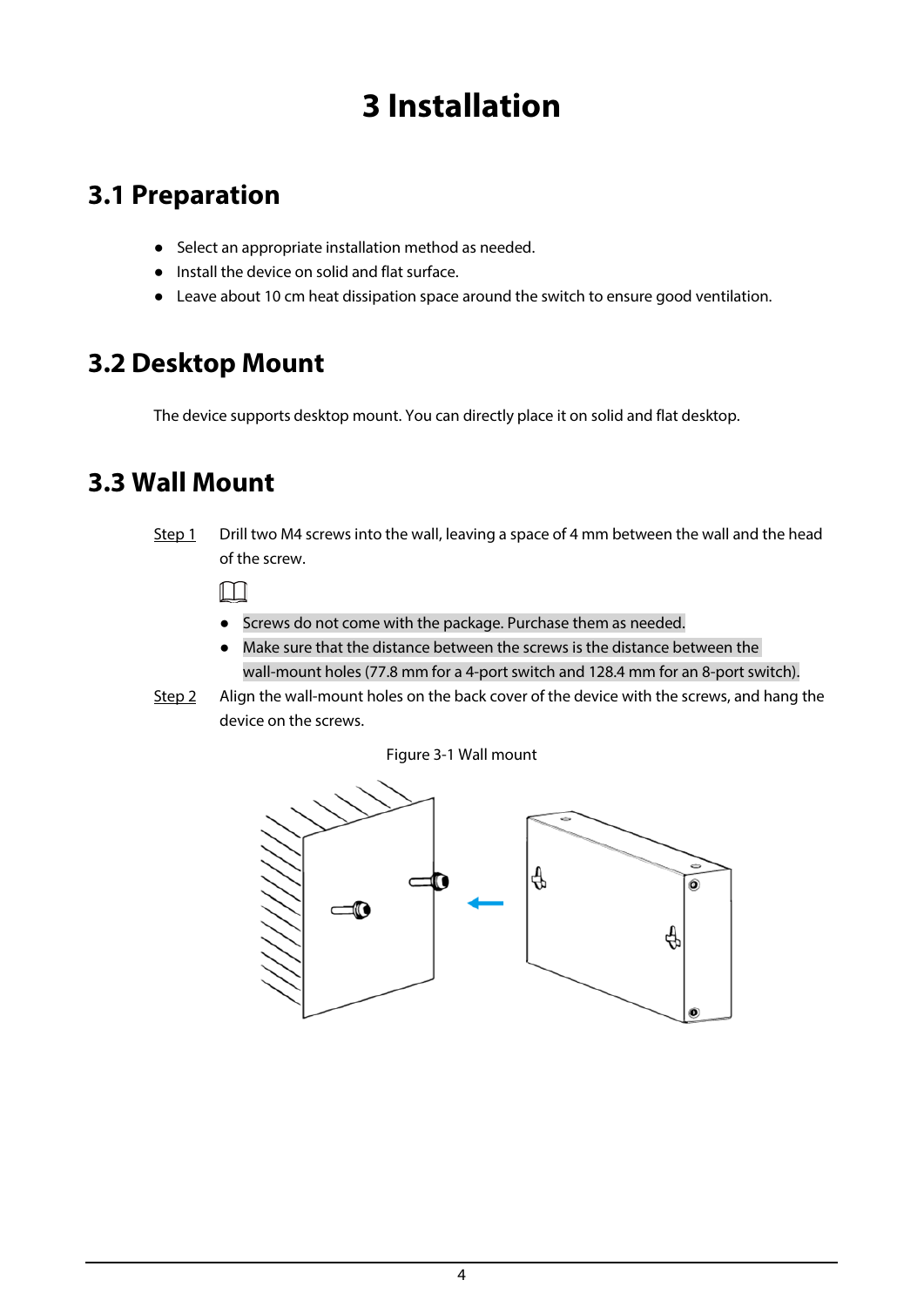# 3 Installation

## 3.1 Preparation

- Select an appropriate installation method as needed.
- Install the device on solid and flat surface.
- Leave about 10 cm heat dissipation space around the switch to ensure good ventilation.

## 3.2 Desktop Mount

The device supports desktop mount. You can directly place it on solid and flat desktop.

## 3.3 Wall Mount

Step 1 Drill two M4 screws into the wall, leaving a space of 4 mm between the wall and the head of the screw.

- Screws do not come with the package. Purchase them as needed.
- Make sure that the distance between the screws is the distance between the wall-mount holes (77.8 mm for a 4-port switch and 128.4 mm for an 8-port switch).

Step 2 Align the wall-mount holes on the back cover of the device with the screws, and hang the device on the screws.

Figure 3-1 Wall mount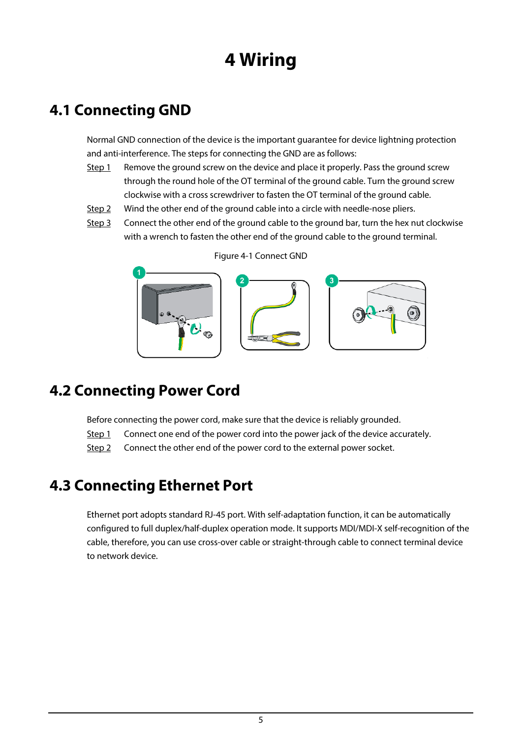# 4 Wiring

## 4.1 Connecting GND

Normal GND connection of the device is the important guarantee for device lightning protection and anti-interference. The steps for connecting the GND are as follows:

Step 1 Remove the ground screw on the device and place it properly. Pass the ground screw through the round hole of the OT terminal of the ground cable. Turn the ground screw clockwise with a cross screwdriver to fasten the OT terminal of the ground cable.

Step 2 Wind the other end of the ground cable into a circle with needle-nose pliers.

Step 3 Connect the other end of the ground cable to the ground bar, turn the hex nut clockwise with a wrench to fasten the other end of the ground cable to the ground terminal.

Figure 4-1 Connect GND

## 4.2 Connecting Power Cord

Before connecting the power cord, make sure that the device is reliably grounded.

Step 1 Connect one end of the power cord into the power jack of the device accurately.

Step 2 Connect the other end of the power cord to the external power socket.

## 4.3 Connecting Ethernet Port

Ethernet port adopts standard RJ-45 port. With self-adaptation function, it can be automatically configured to full duplex/half-duplex operation mode. It supports MDI/MDI-X self-recognition of the cable, therefore, you can use cross-over cable or straight-through cable to connect terminal device to network device.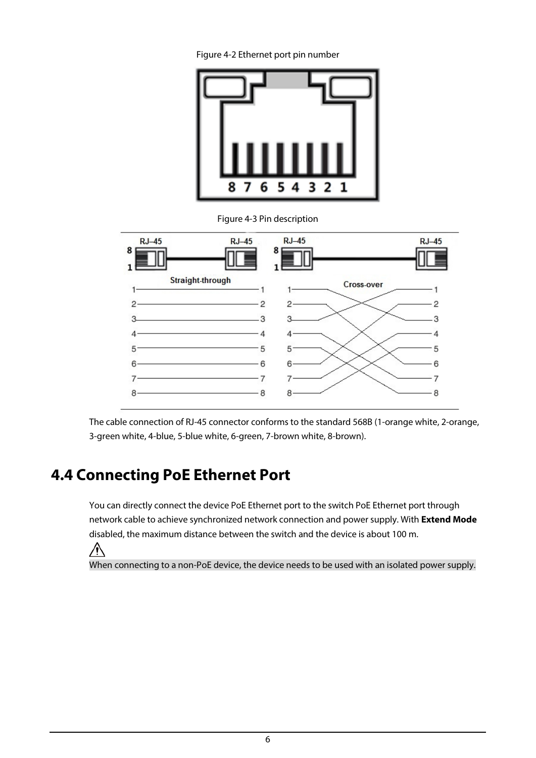Figure 4-2 Ethernet port pin number

Figure 4-3 Pin description

The cable connection of RJ-45 connector conforms to the standard 568B (1-orange white, 2-orange, 3-green white, 4-blue, 5-blue white, 6-green, 7-brown white, 8-brown).

## 4.4 Connecting PoE Ethernet Port

You can directly connect the device PoE Ethernet port to the switch PoE Ethernet port through network cable to achieve synchronized network connection and power supply. With **Extend Mode** disabled, the maximum distance between the switch and the device is about 100 m.

When connecting to a non-PoE device, the device needs to be used with an isolated power supply.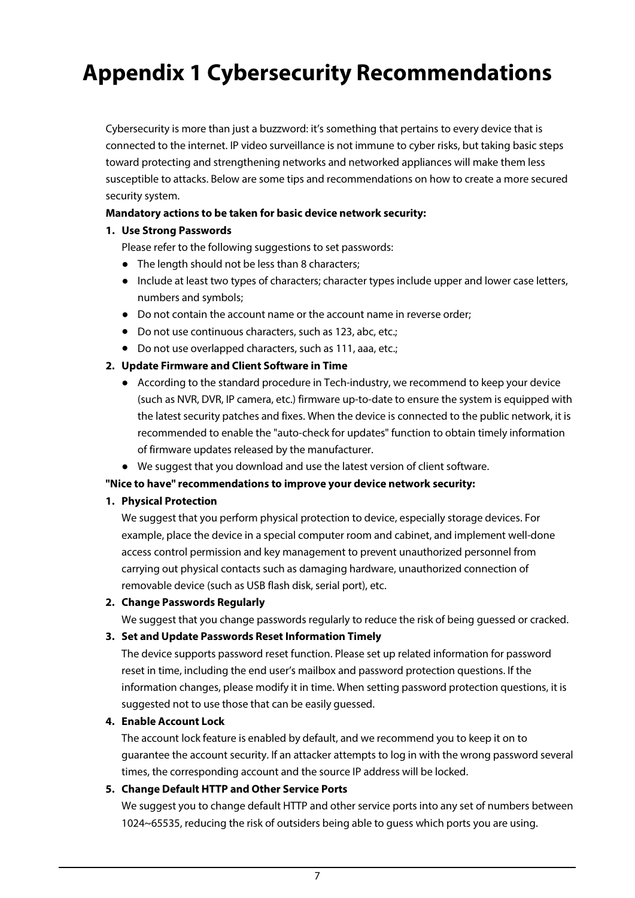# Appendix 1 Cybersecurity Recommendations

Cybersecurity is more than just a buzzword: it's something that pertains to every device that is connected to the internet. IP video surveillance is not immune to cyber risks, but taking basic steps toward protecting and strengthening networks and networked appliances will make them less susceptible to attacks. Below are some tips and recommendations on how to create a more secured security system.

**Mandatory actions to be taken for basic device network security:**

1. **Use Strong Passwords**

   Please refer to the following suggestions to set passwords:
   - The length should not be less than 8 characters;
   - Include at least two types of characters; character types include upper and lower case letters, numbers and symbols;
   - Do not contain the account name or the account name in reverse order;
   - Do not use continuous characters, such as 123, abc, etc.;
   - Do not use overlapped characters, such as 111, aaa, etc.;

2. **Update Firmware and Client Software in Time**
   - According to the standard procedure in Tech-industry, we recommend to keep your device (such as NVR, DVR, IP camera, etc.) firmware up-to-date to ensure the system is equipped with the latest security patches and fixes. When the device is connected to the public network, it is recommended to enable the "auto-check for updates" function to obtain timely information of firmware updates released by the manufacturer.
   - We suggest that you download and use the latest version of client software.

**"Nice to have" recommendations to improve your device network security:**

1. **Physical Protection**

   We suggest that you perform physical protection to device, especially storage devices. For example, place the device in a special computer room and cabinet, and implement well-done access control permission and key management to prevent unauthorized personnel from carrying out physical contacts such as damaging hardware, unauthorized connection of removable device (such as USB flash disk, serial port), etc.

2. **Change Passwords Regularly**

   We suggest that you change passwords regularly to reduce the risk of being guessed or cracked.

3. **Set and Update Passwords Reset Information Timely**

   The device supports password reset function. Please set up related information for password reset in time, including the end user's mailbox and password protection questions. If the information changes, please modify it in time. When setting password protection questions, it is suggested not to use those that can be easily guessed.

4. **Enable Account Lock**

   The account lock feature is enabled by default, and we recommend you to keep it on to guarantee the account security. If an attacker attempts to log in with the wrong password several times, the corresponding account and the source IP address will be locked.

5. **Change Default HTTP and Other Service Ports**

   We suggest you to change default HTTP and other service ports into any set of numbers between 1024~65535, reducing the risk of outsiders being able to guess which ports you are using.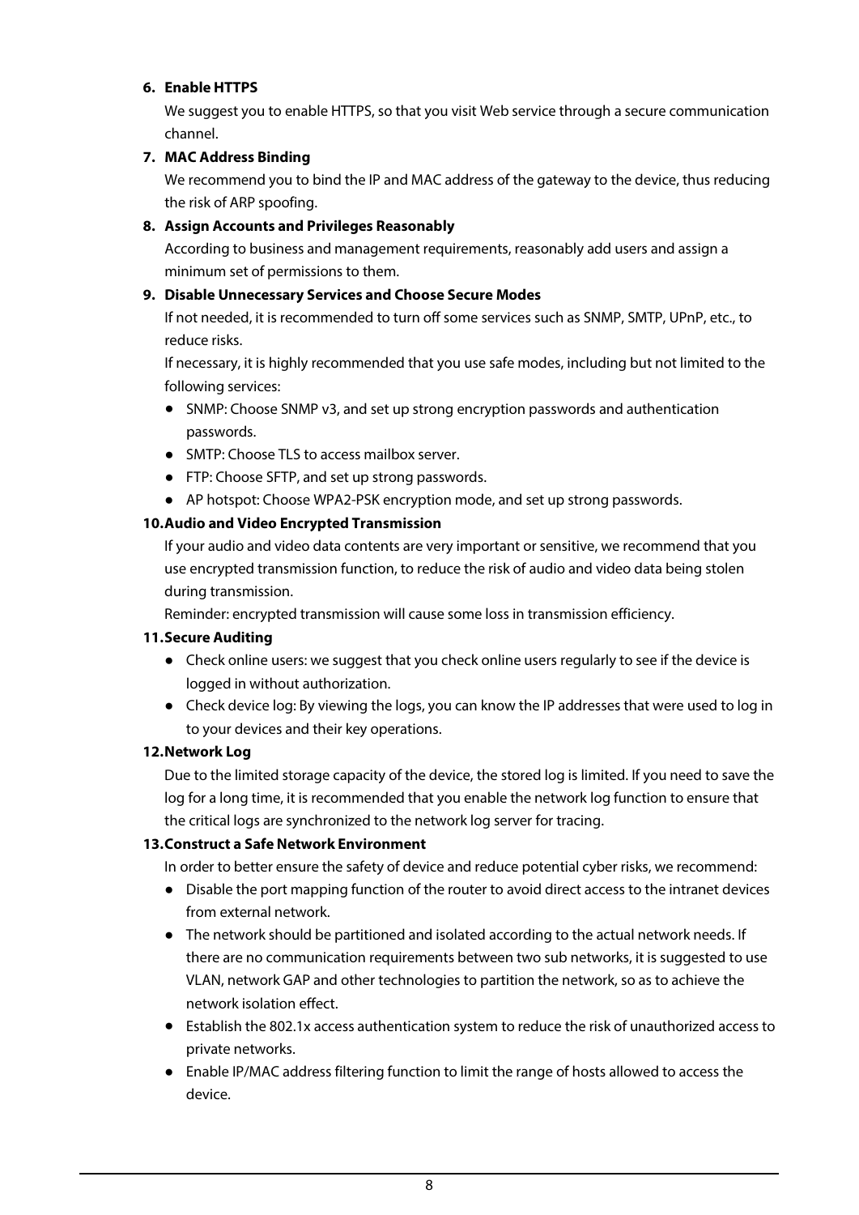6. **Enable HTTPS**

   We suggest you to enable HTTPS, so that you visit Web service through a secure communication channel.

7. **MAC Address Binding**

   We recommend you to bind the IP and MAC address of the gateway to the device, thus reducing the risk of ARP spoofing.

8. **Assign Accounts and Privileges Reasonably**

   According to business and management requirements, reasonably add users and assign a minimum set of permissions to them.

9. **Disable Unnecessary Services and Choose Secure Modes**

   If not needed, it is recommended to turn off some services such as SNMP, SMTP, UPnP, etc., to reduce risks.

   If necessary, it is highly recommended that you use safe modes, including but not limited to the following services:

   - SNMP: Choose SNMP v3, and set up strong encryption passwords and authentication passwords.
   - SMTP: Choose TLS to access mailbox server.
   - FTP: Choose SFTP, and set up strong passwords.
   - AP hotspot: Choose WPA2-PSK encryption mode, and set up strong passwords.

10. **Audio and Video Encrypted Transmission**

    If your audio and video data contents are very important or sensitive, we recommend that you use encrypted transmission function, to reduce the risk of audio and video data being stolen during transmission.

    Reminder: encrypted transmission will cause some loss in transmission efficiency.

11. **Secure Auditing**

    - Check online users: we suggest that you check online users regularly to see if the device is logged in without authorization.
    - Check device log: By viewing the logs, you can know the IP addresses that were used to log in to your devices and their key operations.

12. **Network Log**

    Due to the limited storage capacity of the device, the stored log is limited. If you need to save the log for a long time, it is recommended that you enable the network log function to ensure that the critical logs are synchronized to the network log server for tracing.

13. **Construct a Safe Network Environment**

    In order to better ensure the safety of device and reduce potential cyber risks, we recommend:

    - Disable the port mapping function of the router to avoid direct access to the intranet devices from external network.
    - The network should be partitioned and isolated according to the actual network needs. If there are no communication requirements between two sub networks, it is suggested to use VLAN, network GAP and other technologies to partition the network, so as to achieve the network isolation effect.
    - Establish the 802.1x access authentication system to reduce the risk of unauthorized access to private networks.
    - Enable IP/MAC address filtering function to limit the range of hosts allowed to access the device.